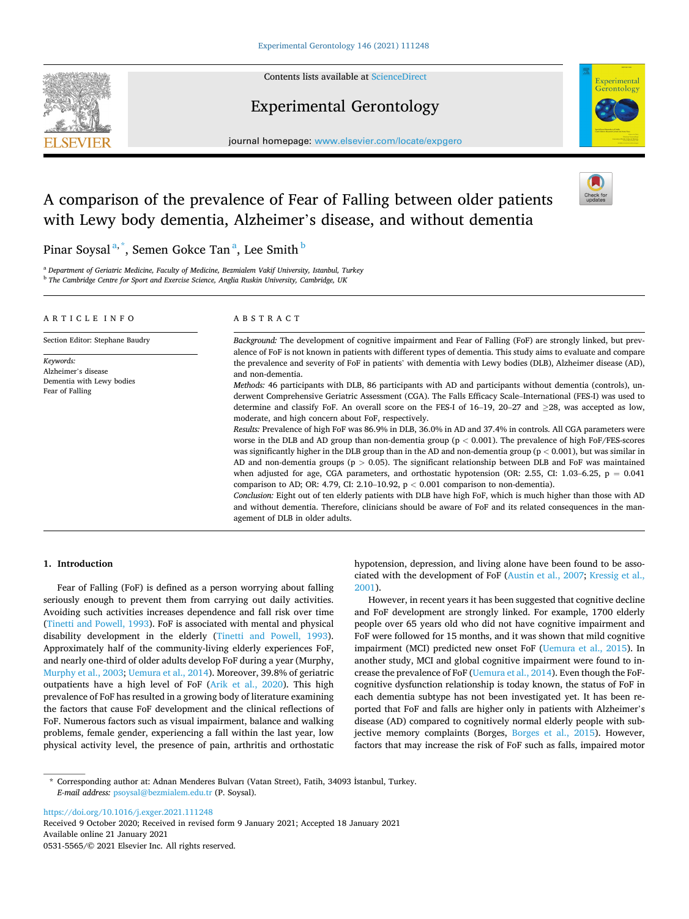# A comparison of the prevalence of Fear of Falling between older patients with Lewy body dementia, Alzheimer's disease, and without dementia

Pinar Soysal[a,*], Semen Gokce Tan[a], Lee Smith[b]

[a] Department of Geriatric Medicine, Faculty of Medicine, Bezmialem Vakif University, Istanbul, Turkey
[b] The Cambridge Centre for Sport and Exercise Science, Anglia Ruskin University, Cambridge, UK

## ARTICLE INFO

Section Editor: Stephane Baudry

*Keywords:*
Alzheimer's disease
Dementia with Lewy bodies
Fear of Falling

## ABSTRACT

*Background:* The development of cognitive impairment and Fear of Falling (FoF) are strongly linked, but prevalence of FoF is not known in patients with different types of dementia. This study aims to evaluate and compare the prevalence and severity of FoF in patients' with dementia with Lewy bodies (DLB), Alzheimer disease (AD), and non-dementia.

*Methods:* 46 participants with DLB, 86 participants with AD and participants without dementia (controls), underwent Comprehensive Geriatric Assessment (CGA). The Falls Efficacy Scale–International (FES-I) was used to determine and classify FoF. An overall score on the FES-I of 16–19, 20–27 and ≥28, was accepted as low, moderate, and high concern about FoF, respectively.

*Results:* Prevalence of high FoF was 86.9% in DLB, 36.0% in AD and 37.4% in controls. All CGA parameters were worse in the DLB and AD group than non-dementia group ($p < 0.001$). The prevalence of high FoF/FES-scores was significantly higher in the DLB group than in the AD and non-dementia group ($p < 0.001$), but was similar in AD and non-dementia groups ($p > 0.05$). The significant relationship between DLB and FoF was maintained when adjusted for age, CGA parameters, and orthostatic hypotension (OR: 2.55, CI: 1.03–6.25, $p = 0.041$ comparison to AD; OR: 4.79, CI: 2.10–10.92, $p < 0.001$ comparison to non-dementia).

*Conclusion:* Eight out of ten elderly patients with DLB have high FoF, which is much higher than those with AD and without dementia. Therefore, clinicians should be aware of FoF and its related consequences in the management of DLB in older adults.

## 1. Introduction

Fear of Falling (FoF) is defined as a person worrying about falling seriously enough to prevent them from carrying out daily activities. Avoiding such activities increases dependence and fall risk over time (Tinetti and Powell, 1993). FoF is associated with mental and physical disability development in the elderly (Tinetti and Powell, 1993). Approximately half of the community-living elderly experiences FoF, and nearly one-third of older adults develop FoF during a year (Murphy, Murphy et al., 2003; Uemura et al., 2014). Moreover, 39.8% of geriatric outpatients have a high level of FoF (Arik et al., 2020). This high prevalence of FoF has resulted in a growing body of literature examining the factors that cause FoF development and the clinical reflections of FoF. Numerous factors such as visual impairment, balance and walking problems, female gender, experiencing a fall within the last year, low physical activity level, the presence of pain, arthritis and orthostatic hypotension, depression, and living alone have been found to be associated with the development of FoF (Austin et al., 2007; Kressig et al., 2001).

However, in recent years it has been suggested that cognitive decline and FoF development are strongly linked. For example, 1700 elderly people over 65 years old who did not have cognitive impairment and FoF were followed for 15 months, and it was shown that mild cognitive impairment (MCI) predicted new onset FoF (Uemura et al., 2015). In another study, MCI and global cognitive impairment were found to increase the prevalence of FoF (Uemura et al., 2014). Even though the FoF-cognitive dysfunction relationship is today known, the status of FoF in each dementia subtype has not been investigated yet. It has been reported that FoF and falls are higher only in patients with Alzheimer's disease (AD) compared to cognitively normal elderly people with subjective memory complaints (Borges, Borges et al., 2015). However, factors that may increase the risk of FoF such as falls, impaired motor

\* Corresponding author at: Adnan Menderes Bulvarı (Vatan Street), Fatih, 34093 İstanbul, Turkey.
*E-mail address:* psoysal@bezmialem.edu.tr (P. Soysal).

https://doi.org/10.1016/j.exger.2021.111248
Received 9 October 2020; Received in revised form 9 January 2021; Accepted 18 January 2021
Available online 21 January 2021
0531-5565/© 2021 Elsevier Inc. All rights reserved.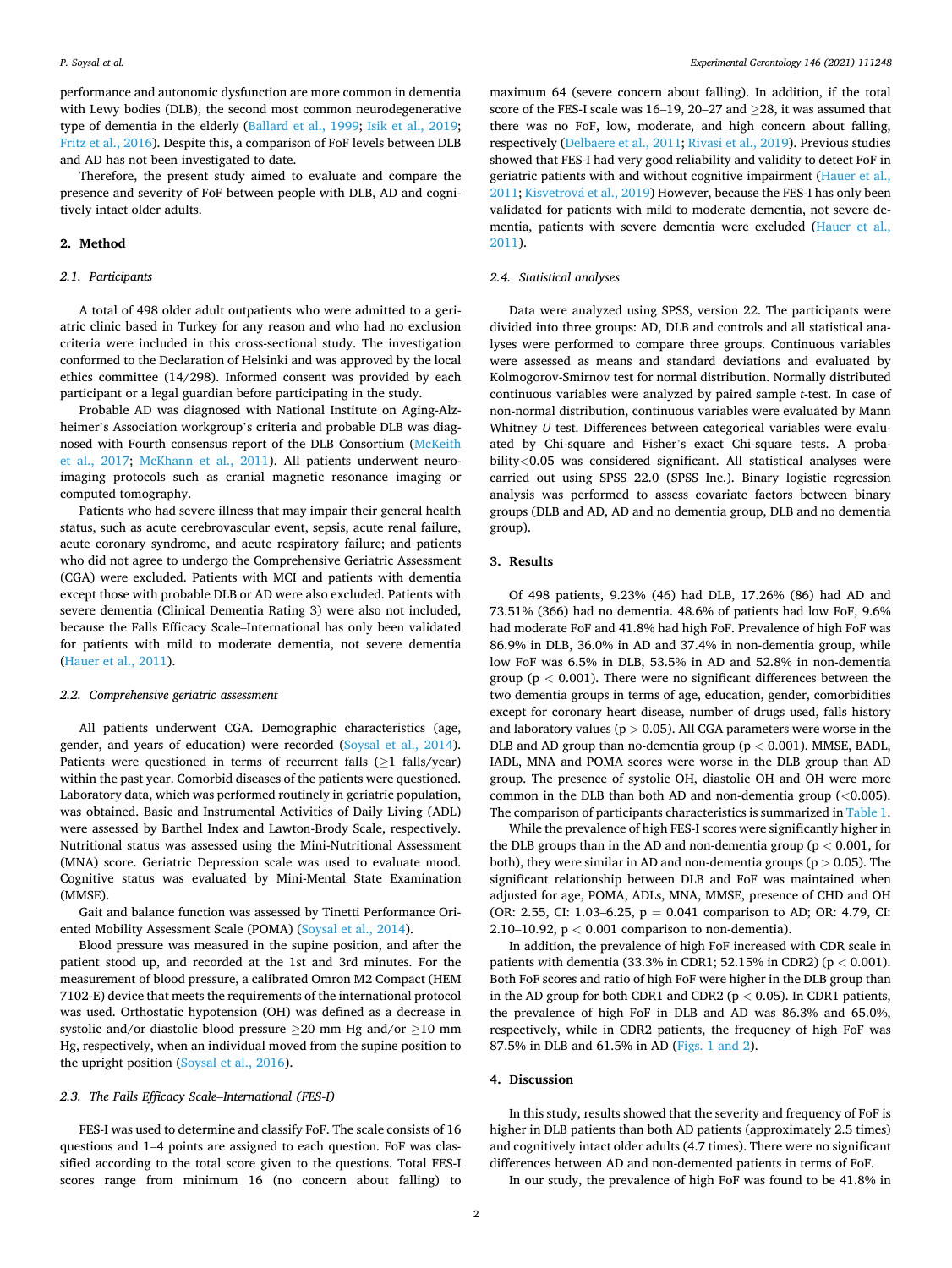performance and autonomic dysfunction are more common in dementia with Lewy bodies (DLB), the second most common neurodegenerative type of dementia in the elderly (Ballard et al., 1999; Isik et al., 2019; Fritz et al., 2016). Despite this, a comparison of FoF levels between DLB and AD has not been investigated to date.

Therefore, the present study aimed to evaluate and compare the presence and severity of FoF between people with DLB, AD and cognitively intact older adults.

## 2. Method

### 2.1. Participants

A total of 498 older adult outpatients who were admitted to a geriatric clinic based in Turkey for any reason and who had no exclusion criteria were included in this cross-sectional study. The investigation conformed to the Declaration of Helsinki and was approved by the local ethics committee (14/298). Informed consent was provided by each participant or a legal guardian before participating in the study.

Probable AD was diagnosed with National Institute on Aging-Alzheimer's Association workgroup's criteria and probable DLB was diagnosed with Fourth consensus report of the DLB Consortium (McKeith et al., 2017; McKhann et al., 2011). All patients underwent neuroimaging protocols such as cranial magnetic resonance imaging or computed tomography.

Patients who had severe illness that may impair their general health status, such as acute cerebrovascular event, sepsis, acute renal failure, acute coronary syndrome, and acute respiratory failure; and patients who did not agree to undergo the Comprehensive Geriatric Assessment (CGA) were excluded. Patients with MCI and patients with dementia except those with probable DLB or AD were also excluded. Patients with severe dementia (Clinical Dementia Rating 3) were also not included, because the Falls Efficacy Scale–International has only been validated for patients with mild to moderate dementia, not severe dementia (Hauer et al., 2011).

### 2.2. Comprehensive geriatric assessment

All patients underwent CGA. Demographic characteristics (age, gender, and years of education) were recorded (Soysal et al., 2014). Patients were questioned in terms of recurrent falls (≥1 falls/year) within the past year. Comorbid diseases of the patients were questioned. Laboratory data, which was performed routinely in geriatric population, was obtained. Basic and Instrumental Activities of Daily Living (ADL) were assessed by Barthel Index and Lawton-Brody Scale, respectively. Nutritional status was assessed using the Mini-Nutritional Assessment (MNA) score. Geriatric Depression scale was used to evaluate mood. Cognitive status was evaluated by Mini-Mental State Examination (MMSE).

Gait and balance function was assessed by Tinetti Performance Oriented Mobility Assessment Scale (POMA) (Soysal et al., 2014).

Blood pressure was measured in the supine position, and after the patient stood up, and recorded at the 1st and 3rd minutes. For the measurement of blood pressure, a calibrated Omron M2 Compact (HEM 7102-E) device that meets the requirements of the international protocol was used. Orthostatic hypotension (OH) was defined as a decrease in systolic and/or diastolic blood pressure ≥20 mm Hg and/or ≥10 mm Hg, respectively, when an individual moved from the supine position to the upright position (Soysal et al., 2016).

### 2.3. The Falls Efficacy Scale–International (FES-I)

FES-I was used to determine and classify FoF. The scale consists of 16 questions and 1–4 points are assigned to each question. FoF was classified according to the total score given to the questions. Total FES-I scores range from minimum 16 (no concern about falling) to maximum 64 (severe concern about falling). In addition, if the total score of the FES-I scale was 16–19, 20–27 and ≥28, it was assumed that there was no FoF, low, moderate, and high concern about falling, respectively (Delbaere et al., 2011; Rivasi et al., 2019). Previous studies showed that FES-I had very good reliability and validity to detect FoF in geriatric patients with and without cognitive impairment (Hauer et al., 2011; Kisvetrová et al., 2019) However, because the FES-I has only been validated for patients with mild to moderate dementia, not severe dementia, patients with severe dementia were excluded (Hauer et al., 2011).

### 2.4. Statistical analyses

Data were analyzed using SPSS, version 22. The participants were divided into three groups: AD, DLB and controls and all statistical analyses were performed to compare three groups. Continuous variables were assessed as means and standard deviations and evaluated by Kolmogorov-Smirnov test for normal distribution. Normally distributed continuous variables were analyzed by paired sample *t*-test. In case of non-normal distribution, continuous variables were evaluated by Mann Whitney *U* test. Differences between categorical variables were evaluated by Chi-square and Fisher's exact Chi-square tests. A probability<0.05 was considered significant. All statistical analyses were carried out using SPSS 22.0 (SPSS Inc.). Binary logistic regression analysis was performed to assess covariate factors between binary groups (DLB and AD, AD and no dementia group, DLB and no dementia group).

## 3. Results

Of 498 patients, 9.23% (46) had DLB, 17.26% (86) had AD and 73.51% (366) had no dementia. 48.6% of patients had low FoF, 9.6% had moderate FoF and 41.8% had high FoF. Prevalence of high FoF was 86.9% in DLB, 36.0% in AD and 37.4% in non-dementia group, while low FoF was 6.5% in DLB, 53.5% in AD and 52.8% in non-dementia group ($p < 0.001$). There were no significant differences between the two dementia groups in terms of age, education, gender, comorbidities except for coronary heart disease, number of drugs used, falls history and laboratory values ($p > 0.05$). All CGA parameters were worse in the DLB and AD group than no-dementia group ($p < 0.001$). MMSE, BADL, IADL, MNA and POMA scores were worse in the DLB group than AD group. The presence of systolic OH, diastolic OH and OH were more common in the DLB than both AD and non-dementia group (<0.005). The comparison of participants characteristics is summarized in Table 1.

While the prevalence of high FES-I scores were significantly higher in the DLB groups than in the AD and non-dementia group ($p < 0.001$, for both), they were similar in AD and non-dementia groups ($p > 0.05$). The significant relationship between DLB and FoF was maintained when adjusted for age, POMA, ADLs, MNA, MMSE, presence of CHD and OH (OR: 2.55, CI: 1.03–6.25, $p = 0.041$ comparison to AD; OR: 4.79, CI: 2.10–10.92, $p < 0.001$ comparison to non-dementia).

In addition, the prevalence of high FoF increased with CDR scale in patients with dementia (33.3% in CDR1; 52.15% in CDR2) ($p < 0.001$). Both FoF scores and ratio of high FoF were higher in the DLB group than in the AD group for both CDR1 and CDR2 ($p < 0.05$). In CDR1 patients, the prevalence of high FoF in DLB and AD was 86.3% and 65.0%, respectively, while in CDR2 patients, the frequency of high FoF was 87.5% in DLB and 61.5% in AD (Figs. 1 and 2).

## 4. Discussion

In this study, results showed that the severity and frequency of FoF is higher in DLB patients than both AD patients (approximately 2.5 times) and cognitively intact older adults (4.7 times). There were no significant differences between AD and non-demented patients in terms of FoF.

In our study, the prevalence of high FoF was found to be 41.8% in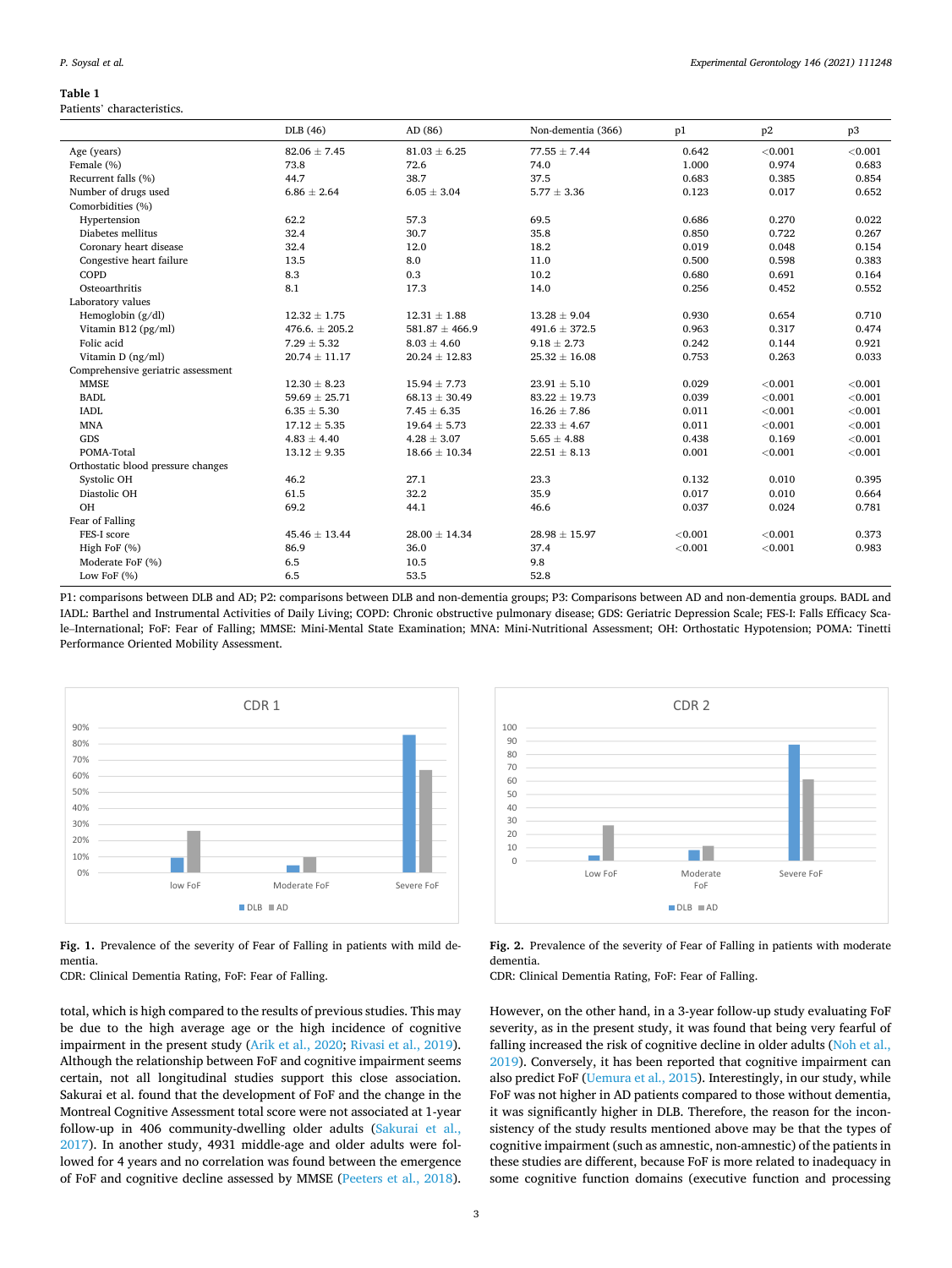**Table 1**
Patients' characteristics.

| | DLB (46) | AD (86) | Non-dementia (366) | p1 | p2 | p3 |
|---|---|---|---|---|---|---|
| Age (years) | 82.06 ± 7.45 | 81.03 ± 6.25 | 77.55 ± 7.44 | 0.642 | <0.001 | <0.001 |
| Female (%) | 73.8 | 72.6 | 74.0 | 1.000 | 0.974 | 0.683 |
| Recurrent falls (%) | 44.7 | 38.7 | 37.5 | 0.683 | 0.385 | 0.854 |
| Number of drugs used | 6.86 ± 2.64 | 6.05 ± 3.04 | 5.77 ± 3.36 | 0.123 | 0.017 | 0.652 |
| Comorbidities (%) | | | | | | |
| Hypertension | 62.2 | 57.3 | 69.5 | 0.686 | 0.270 | 0.022 |
| Diabetes mellitus | 32.4 | 30.7 | 35.8 | 0.850 | 0.722 | 0.267 |
| Coronary heart disease | 32.4 | 12.0 | 18.2 | 0.019 | 0.048 | 0.154 |
| Congestive heart failure | 13.5 | 8.0 | 11.0 | 0.500 | 0.598 | 0.383 |
| COPD | 8.3 | 0.3 | 10.2 | 0.680 | 0.691 | 0.164 |
| Osteoarthritis | 8.1 | 17.3 | 14.0 | 0.256 | 0.452 | 0.552 |
| Laboratory values | | | | | | |
| Hemoglobin (g/dl) | 12.32 ± 1.75 | 12.31 ± 1.88 | 13.28 ± 9.04 | 0.930 | 0.654 | 0.710 |
| Vitamin B12 (pg/ml) | 476.6. ± 205.2 | 581.87 ± 466.9 | 491.6 ± 372.5 | 0.963 | 0.317 | 0.474 |
| Folic acid | 7.29 ± 5.32 | 8.03 ± 4.60 | 9.18 ± 2.73 | 0.242 | 0.144 | 0.921 |
| Vitamin D (ng/ml) | 20.74 ± 11.17 | 20.24 ± 12.83 | 25.32 ± 16.08 | 0.753 | 0.263 | 0.033 |
| Comprehensive geriatric assessment | | | | | | |
| MMSE | 12.30 ± 8.23 | 15.94 ± 7.73 | 23.91 ± 5.10 | 0.029 | <0.001 | <0.001 |
| BADL | 59.69 ± 25.71 | 68.13 ± 30.49 | 83.22 ± 19.73 | 0.039 | <0.001 | <0.001 |
| IADL | 6.35 ± 5.30 | 7.45 ± 6.35 | 16.26 ± 7.86 | 0.011 | <0.001 | <0.001 |
| MNA | 17.12 ± 5.35 | 19.64 ± 5.73 | 22.33 ± 4.67 | 0.011 | <0.001 | <0.001 |
| GDS | 4.83 ± 4.40 | 4.28 ± 3.07 | 5.65 ± 4.88 | 0.438 | 0.169 | <0.001 |
| POMA-Total | 13.12 ± 9.35 | 18.66 ± 10.34 | 22.51 ± 8.13 | 0.001 | <0.001 | <0.001 |
| Orthostatic blood pressure changes | | | | | | |
| Systolic OH | 46.2 | 27.1 | 23.3 | 0.132 | 0.010 | 0.395 |
| Diastolic OH | 61.5 | 32.2 | 35.9 | 0.017 | 0.010 | 0.664 |
| OH | 69.2 | 44.1 | 46.6 | 0.037 | 0.024 | 0.781 |
| Fear of Falling | | | | | | |
| FES-I score | 45.46 ± 13.44 | 28.00 ± 14.34 | 28.98 ± 15.97 | <0.001 | <0.001 | 0.373 |
| High FoF (%) | 86.9 | 36.0 | 37.4 | <0.001 | <0.001 | 0.983 |
| Moderate FoF (%) | 6.5 | 10.5 | 9.8 | | | |
| Low FoF (%) | 6.5 | 53.5 | 52.8 | | | |

P1: comparisons between DLB and AD; P2: comparisons between DLB and non-dementia groups; P3: Comparisons between AD and non-dementia groups. BADL and IADL: Barthel and Instrumental Activities of Daily Living; COPD: Chronic obstructive pulmonary disease; GDS: Geriatric Depression Scale; FES-I: Falls Efficacy Scale–International; FoF: Fear of Falling; MMSE: Mini-Mental State Examination; MNA: Mini-Nutritional Assessment; OH: Orthostatic Hypotension; POMA: Tinetti Performance Oriented Mobility Assessment.

**Fig. 1.** Prevalence of the severity of Fear of Falling in patients with mild dementia.
CDR: Clinical Dementia Rating, FoF: Fear of Falling.

**Fig. 2.** Prevalence of the severity of Fear of Falling in patients with moderate dementia.
CDR: Clinical Dementia Rating, FoF: Fear of Falling.

total, which is high compared to the results of previous studies. This may be due to the high average age or the high incidence of cognitive impairment in the present study (Arik et al., 2020; Rivasi et al., 2019). Although the relationship between FoF and cognitive impairment seems certain, not all longitudinal studies support this close association. Sakurai et al. found that the development of FoF and the change in the Montreal Cognitive Assessment total score were not associated at 1-year follow-up in 406 community-dwelling older adults (Sakurai et al., 2017). In another study, 4931 middle-age and older adults were followed for 4 years and no correlation was found between the emergence of FoF and cognitive decline assessed by MMSE (Peeters et al., 2018). However, on the other hand, in a 3-year follow-up study evaluating FoF severity, as in the present study, it was found that being very fearful of falling increased the risk of cognitive decline in older adults (Noh et al., 2019). Conversely, it has been reported that cognitive impairment can also predict FoF (Uemura et al., 2015). Interestingly, in our study, while FoF was not higher in AD patients compared to those without dementia, it was significantly higher in DLB. Therefore, the reason for the inconsistency of the study results mentioned above may be that the types of cognitive impairment (such as amnestic, non-amnestic) of the patients in these studies are different, because FoF is more related to inadequacy in some cognitive function domains (executive function and processing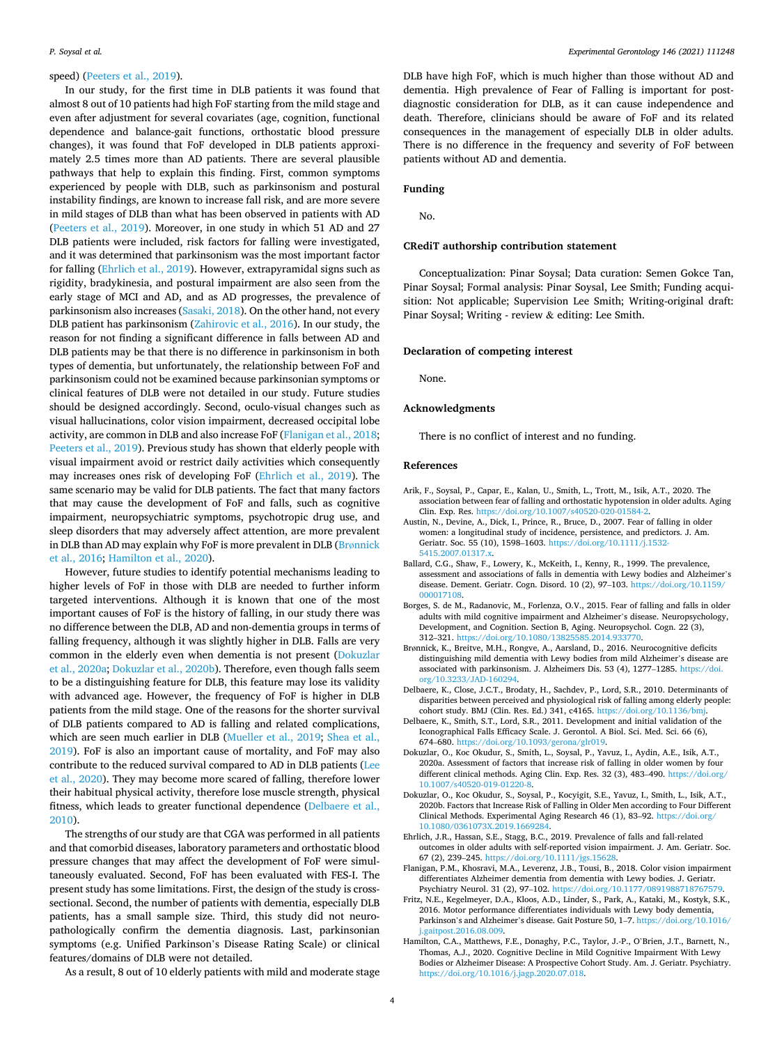speed) (Peeters et al., 2019).

In our study, for the first time in DLB patients it was found that almost 8 out of 10 patients had high FoF starting from the mild stage and even after adjustment for several covariates (age, cognition, functional dependence and balance-gait functions, orthostatic blood pressure changes), it was found that FoF developed in DLB patients approximately 2.5 times more than AD patients. There are several plausible pathways that help to explain this finding. First, common symptoms experienced by people with DLB, such as parkinsonism and postural instability findings, are known to increase fall risk, and are more severe in mild stages of DLB than what has been observed in patients with AD (Peeters et al., 2019). Moreover, in one study in which 51 AD and 27 DLB patients were included, risk factors for falling were investigated, and it was determined that parkinsonism was the most important factor for falling (Ehrlich et al., 2019). However, extrapyramidal signs such as rigidity, bradykinesia, and postural impairment are also seen from the early stage of MCI and AD, and as AD progresses, the prevalence of parkinsonism also increases (Sasaki, 2018). On the other hand, not every DLB patient has parkinsonism (Zahirovic et al., 2016). In our study, the reason for not finding a significant difference in falls between AD and DLB patients may be that there is no difference in parkinsonism in both types of dementia, but unfortunately, the relationship between FoF and parkinsonism could not be examined because parkinsonian symptoms or clinical features of DLB were not detailed in our study. Future studies should be designed accordingly. Second, oculo-visual changes such as visual hallucinations, color vision impairment, decreased occipital lobe activity, are common in DLB and also increase FoF (Flanigan et al., 2018; Peeters et al., 2019). Previous study has shown that elderly people with visual impairment avoid or restrict daily activities which consequently may increases ones risk of developing FoF (Ehrlich et al., 2019). The same scenario may be valid for DLB patients. The fact that many factors that may cause the development of FoF and falls, such as cognitive impairment, neuropsychiatric symptoms, psychotropic drug use, and sleep disorders that may adversely affect attention, are more prevalent in DLB than AD may explain why FoF is more prevalent in DLB (Brønnick et al., 2016; Hamilton et al., 2020).

However, future studies to identify potential mechanisms leading to higher levels of FoF in those with DLB are needed to further inform targeted interventions. Although it is known that one of the most important causes of FoF is the history of falling, in our study there was no difference between the DLB, AD and non-dementia groups in terms of falling frequency, although it was slightly higher in DLB. Falls are very common in the elderly even when dementia is not present (Dokuzlar et al., 2020a; Dokuzlar et al., 2020b). Therefore, even though falls seem to be a distinguishing feature for DLB, this feature may lose its validity with advanced age. However, the frequency of FoF is higher in DLB patients from the mild stage. One of the reasons for the shorter survival of DLB patients compared to AD is falling and related complications, which are seen much earlier in DLB (Mueller et al., 2019; Shea et al., 2019). FoF is also an important cause of mortality, and FoF may also contribute to the reduced survival compared to AD in DLB patients (Lee et al., 2020). They may become more scared of falling, therefore lower their habitual physical activity, therefore lose muscle strength, physical fitness, which leads to greater functional dependence (Delbaere et al., 2010).

The strengths of our study are that CGA was performed in all patients and that comorbid diseases, laboratory parameters and orthostatic blood pressure changes that may affect the development of FoF were simultaneously evaluated. Second, FoF has been evaluated with FES-I. The present study has some limitations. First, the design of the study is cross-sectional. Second, the number of patients with dementia, especially DLB patients, has a small sample size. Third, this study did not neuropathologically confirm the dementia diagnosis. Last, parkinsonian symptoms (e.g. Unified Parkinson's Disease Rating Scale) or clinical features/domains of DLB were not detailed.

As a result, 8 out of 10 elderly patients with mild and moderate stage DLB have high FoF, which is much higher than those without AD and dementia. High prevalence of Fear of Falling is important for post-diagnostic consideration for DLB, as it can cause independence and death. Therefore, clinicians should be aware of FoF and its related consequences in the management of especially DLB in older adults. There is no difference in the frequency and severity of FoF between patients without AD and dementia.

## Funding

No.

## CRediT authorship contribution statement

Conceptualization: Pinar Soysal; Data curation: Semen Gokce Tan, Pinar Soysal; Formal analysis: Pinar Soysal, Lee Smith; Funding acquisition: Not applicable; Supervision Lee Smith; Writing-original draft: Pinar Soysal; Writing - review & editing: Lee Smith.

## Declaration of competing interest

None.

## Acknowledgments

There is no conflict of interest and no funding.

## References

Arik, F., Soysal, P., Capar, E., Kalan, U., Smith, L., Trott, M., Isik, A.T., 2020. The association between fear of falling and orthostatic hypotension in older adults. Aging Clin. Exp. Res. https://doi.org/10.1007/s40520-020-01584-2.

Austin, N., Devine, A., Dick, I., Prince, R., Bruce, D., 2007. Fear of falling in older women: a longitudinal study of incidence, persistence, and predictors. J. Am. Geriatr. Soc. 55 (10), 1598–1603. https://doi.org/10.1111/j.1532-5415.2007.01317.x.

Ballard, C.G., Shaw, F., Lowery, K., McKeith, I., Kenny, R., 1999. The prevalence, assessment and associations of falls in dementia with Lewy bodies and Alzheimer's disease. Dement. Geriatr. Cogn. Disord. 10 (2), 97–103. https://doi.org/10.1159/000017108.

Borges, S. de M., Radanovic, M., Forlenza, O.V., 2015. Fear of falling and falls in older adults with mild cognitive impairment and Alzheimer's disease. Neuropsychology, Development, and Cognition. Section B, Aging. Neuropsychol. Cogn. 22 (3), 312–321. https://doi.org/10.1080/13825585.2014.933770.

Brønnick, K., Breitve, M.H., Rongve, A., Aarsland, D., 2016. Neurocognitive deficits distinguishing mild dementia with Lewy bodies from mild Alzheimer's disease are associated with parkinsonism. J. Alzheimers Dis. 53 (4), 1277–1285. https://doi.org/10.3233/JAD-160294.

Delbaere, K., Close, J.C.T., Brodaty, H., Sachdev, P., Lord, S.R., 2010. Determinants of disparities between perceived and physiological risk of falling among elderly people: cohort study. BMJ (Clin. Res. Ed.) 341, c4165. https://doi.org/10.1136/bmj.

Delbaere, K., Smith, S.T., Lord, S.R., 2011. Development and initial validation of the Iconographical Falls Efficacy Scale. J. Gerontol. A Biol. Sci. Med. Sci. 66 (6), 674–680. https://doi.org/10.1093/gerona/glr019.

Dokuzlar, O., Koc Okudur, S., Smith, L., Soysal, P., Yavuz, I., Aydin, A.E., Isik, A.T., 2020a. Assessment of factors that increase risk of falling in older women by four different clinical methods. Aging Clin. Exp. Res. 32 (3), 483–490. https://doi.org/10.1007/s40520-019-01220-8.

Dokuzlar, O., Koc Okudur, S., Soysal, P., Kocyigit, S.E., Yavuz, I., Smith, L., Isik, A.T., 2020b. Factors that Increase Risk of Falling in Older Men according to Four Different Clinical Methods. Experimental Aging Research 46 (1), 83–92. https://doi.org/10.1080/0361073X.2019.1669284.

Ehrlich, J.R., Hassan, S.E., Stagg, B.C., 2019. Prevalence of falls and fall-related outcomes in older adults with self-reported vision impairment. J. Am. Geriatr. Soc. 67 (2), 239–245. https://doi.org/10.1111/jgs.15628.

Flanigan, P.M., Khosravi, M.A., Leverenz, J.B., Tousi, B., 2018. Color vision impairment differentiates Alzheimer dementia from dementia with Lewy bodies. J. Geriatr. Psychiatry Neurol. 31 (2), 97–102. https://doi.org/10.1177/0891988718767579.

Fritz, N.E., Kegelmeyer, D.A., Kloos, A.D., Linder, S., Park, A., Kataki, M., Kostyk, S.K., 2016. Motor performance differentiates individuals with Lewy body dementia, Parkinson's and Alzheimer's disease. Gait Posture 50, 1–7. https://doi.org/10.1016/j.gaitpost.2016.08.009.

Hamilton, C.A., Matthews, F.E., Donaghy, P.C., Taylor, J.-P., O'Brien, J.T., Barnett, N., Thomas, A.J., 2020. Cognitive Decline in Mild Cognitive Impairment With Lewy Bodies or Alzheimer Disease: A Prospective Cohort Study. Am. J. Geriatr. Psychiatry. https://doi.org/10.1016/j.jagp.2020.07.018.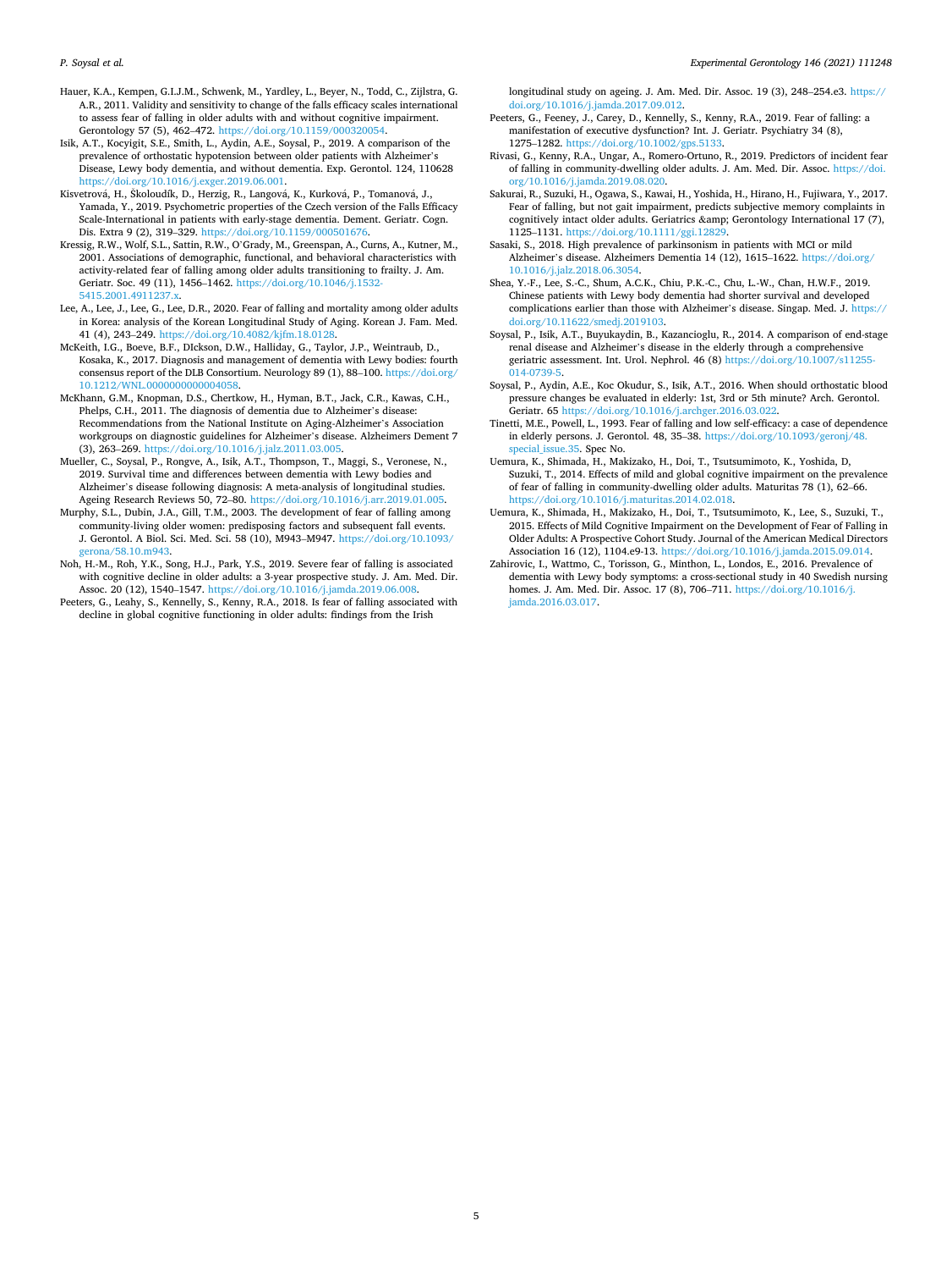Hauer, K.A., Kempen, G.I.J.M., Schwenk, M., Yardley, L., Beyer, N., Todd, C., Zijlstra, G. A.R., 2011. Validity and sensitivity to change of the falls efficacy scales international to assess fear of falling in older adults with and without cognitive impairment. Gerontology 57 (5), 462–472. https://doi.org/10.1159/000320054.

Isik, A.T., Kocyigit, S.E., Smith, L., Aydin, A.E., Soysal, P., 2019. A comparison of the prevalence of orthostatic hypotension between older patients with Alzheimer's Disease, Lewy body dementia, and without dementia. Exp. Gerontol. 124, 110628 https://doi.org/10.1016/j.exger.2019.06.001.

Kisvetrová, H., Školoudík, D., Herzig, R., Langová, K., Kurková, P., Tomanová, J., Yamada, Y., 2019. Psychometric properties of the Czech version of the Falls Efficacy Scale-International in patients with early-stage dementia. Dement. Geriatr. Cogn. Dis. Extra 9 (2), 319–329. https://doi.org/10.1159/000501676.

Kressig, R.W., Wolf, S.L., Sattin, R.W., O'Grady, M., Greenspan, A., Curns, A., Kutner, M., 2001. Associations of demographic, functional, and behavioral characteristics with activity-related fear of falling among older adults transitioning to frailty. J. Am. Geriatr. Soc. 49 (11), 1456–1462. https://doi.org/10.1046/j.1532-5415.2001.4911237.x.

Lee, A., Lee, J., Lee, G., Lee, D.R., 2020. Fear of falling and mortality among older adults in Korea: analysis of the Korean Longitudinal Study of Aging. Korean J. Fam. Med. 41 (4), 243–249. https://doi.org/10.4082/kjfm.18.0128.

McKeith, I.G., Boeve, B.F., DIckson, D.W., Halliday, G., Taylor, J.P., Weintraub, D., Kosaka, K., 2017. Diagnosis and management of dementia with Lewy bodies: fourth consensus report of the DLB Consortium. Neurology 89 (1), 88–100. https://doi.org/10.1212/WNL.0000000000004058.

McKhann, G.M., Knopman, D.S., Chertkow, H., Hyman, B.T., Jack, C.R., Kawas, C.H., Phelps, C.H., 2011. The diagnosis of dementia due to Alzheimer's disease: Recommendations from the National Institute on Aging-Alzheimer's Association workgroups on diagnostic guidelines for Alzheimer's disease. Alzheimers Dement 7 (3), 263–269. https://doi.org/10.1016/j.jalz.2011.03.005.

Mueller, C., Soysal, P., Rongve, A., Isik, A.T., Thompson, T., Maggi, S., Veronese, N., 2019. Survival time and differences between dementia with Lewy bodies and Alzheimer's disease following diagnosis: A meta-analysis of longitudinal studies. Ageing Research Reviews 50, 72–80. https://doi.org/10.1016/j.arr.2019.01.005.

Murphy, S.L., Dubin, J.A., Gill, T.M., 2003. The development of fear of falling among community-living older women: predisposing factors and subsequent fall events. J. Gerontol. A Biol. Sci. Med. Sci. 58 (10), M943–M947. https://doi.org/10.1093/gerona/58.10.m943.

Noh, H.-M., Roh, Y.K., Song, H.J., Park, Y.S., 2019. Severe fear of falling is associated with cognitive decline in older adults: a 3-year prospective study. J. Am. Med. Dir. Assoc. 20 (12), 1540–1547. https://doi.org/10.1016/j.jamda.2019.06.008.

Peeters, G., Leahy, S., Kennelly, S., Kenny, R.A., 2018. Is fear of falling associated with decline in global cognitive functioning in older adults: findings from the Irish longitudinal study on ageing. J. Am. Med. Dir. Assoc. 19 (3), 248–254.e3. https://doi.org/10.1016/j.jamda.2017.09.012.

Peeters, G., Feeney, J., Carey, D., Kennelly, S., Kenny, R.A., 2019. Fear of falling: a manifestation of executive dysfunction? Int. J. Geriatr. Psychiatry 34 (8), 1275–1282. https://doi.org/10.1002/gps.5133.

Rivasi, G., Kenny, R.A., Ungar, A., Romero-Ortuno, R., 2019. Predictors of incident fear of falling in community-dwelling older adults. J. Am. Med. Dir. Assoc. https://doi.org/10.1016/j.jamda.2019.08.020.

Sakurai, R., Suzuki, H., Ogawa, S., Kawai, H., Yoshida, H., Hirano, H., Fujiwara, Y., 2017. Fear of falling, but not gait impairment, predicts subjective memory complaints in cognitively intact older adults. Geriatrics &amp; Gerontology International 17 (7), 1125–1131. https://doi.org/10.1111/ggi.12829.

Sasaki, S., 2018. High prevalence of parkinsonism in patients with MCI or mild Alzheimer's disease. Alzheimers Dementia 14 (12), 1615–1622. https://doi.org/10.1016/j.jalz.2018.06.3054.

Shea, Y.-F., Lee, S.-C., Shum, A.C.K., Chiu, P.K.-C., Chu, L.-W., Chan, H.W.F., 2019. Chinese patients with Lewy body dementia had shorter survival and developed complications earlier than those with Alzheimer's disease. Singap. Med. J. https://doi.org/10.11622/smedj.2019103.

Soysal, P., Isik, A.T., Buyukaydin, B., Kazancioglu, R., 2014. A comparison of end-stage renal disease and Alzheimer's disease in the elderly through a comprehensive geriatric assessment. Int. Urol. Nephrol. 46 (8) https://doi.org/10.1007/s11255-014-0739-5.

Soysal, P., Aydin, A.E., Koc Okudur, S., Isik, A.T., 2016. When should orthostatic blood pressure changes be evaluated in elderly: 1st, 3rd or 5th minute? Arch. Gerontol. Geriatr. 65 https://doi.org/10.1016/j.archger.2016.03.022.

Tinetti, M.E., Powell, L., 1993. Fear of falling and low self-efficacy: a case of dependence in elderly persons. J. Gerontol. 48, 35–38. https://doi.org/10.1093/geronj/48.special_issue.35. Spec No.

Uemura, K., Shimada, H., Makizako, H., Doi, T., Tsutsumimoto, K., Yoshida, D, Suzuki, T., 2014. Effects of mild and global cognitive impairment on the prevalence of fear of falling in community-dwelling older adults. Maturitas 78 (1), 62–66. https://doi.org/10.1016/j.maturitas.2014.02.018.

Uemura, K., Shimada, H., Makizako, H., Doi, T., Tsutsumimoto, K., Lee, S., Suzuki, T., 2015. Effects of Mild Cognitive Impairment on the Development of Fear of Falling in Older Adults: A Prospective Cohort Study. Journal of the American Medical Directors Association 16 (12), 1104.e9-13. https://doi.org/10.1016/j.jamda.2015.09.014.

Zahirovic, I., Wattmo, C., Torisson, G., Minthon, L., Londos, E., 2016. Prevalence of dementia with Lewy body symptoms: a cross-sectional study in 40 Swedish nursing homes. J. Am. Med. Dir. Assoc. 17 (8), 706–711. https://doi.org/10.1016/j.jamda.2016.03.017.